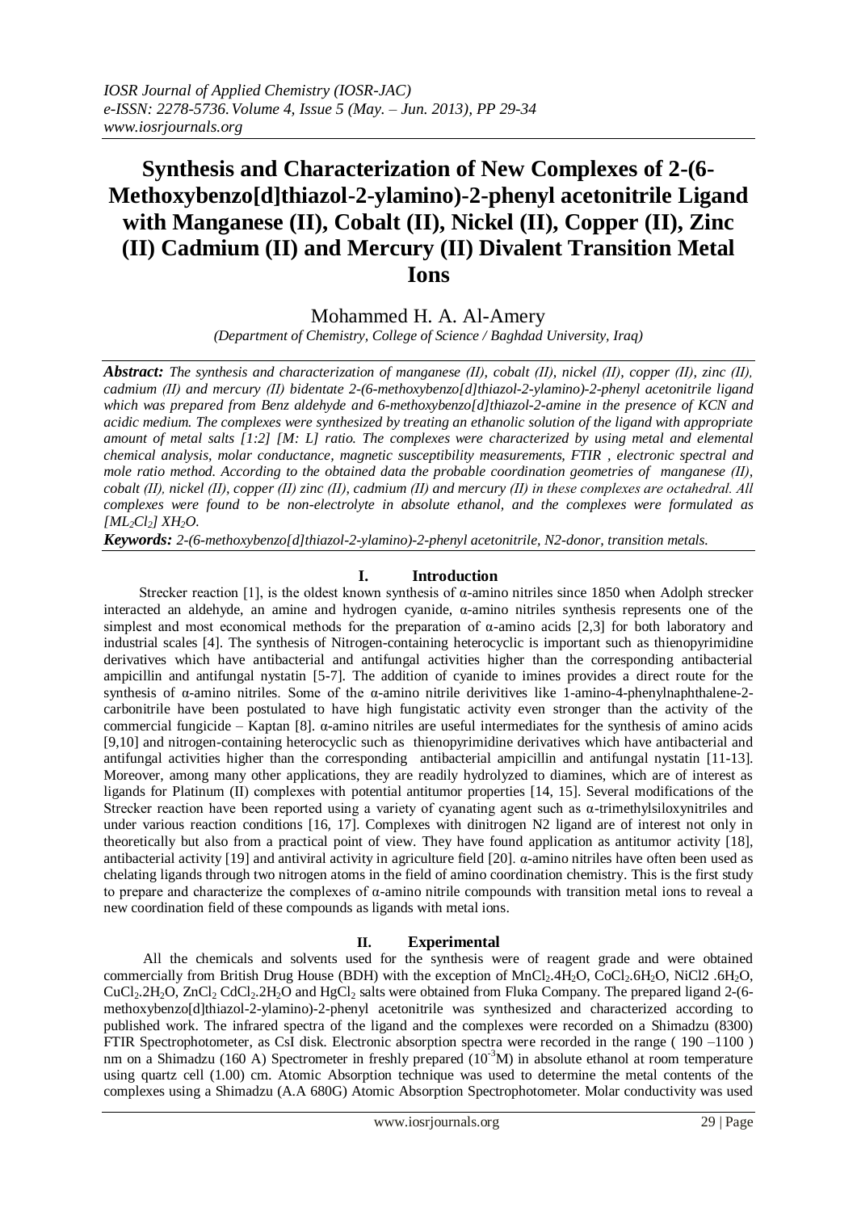# Synthesis and Characterization of New Complexes of 2-(6-Methoxybenzo[d]thiazol-2-ylamino)-2-phenyl acetonitrile Ligand with Manganese (II), Cobalt (II), Nickel (II), Copper (II), Zinc (II) Cadmium (II) and Mercury (II) Divalent Transition Metal Ions

Mohammed H. A. Al-Amery

*(Department of Chemistry, College of Science / Baghdad University, Iraq)*

***Abstract:*** *The synthesis and characterization of manganese (II), cobalt (II), nickel (II), copper (II), zinc (II), cadmium (II) and mercury (II) bidentate 2-(6-methoxybenzo[d]thiazol-2-ylamino)-2-phenyl acetonitrile ligand which was prepared from Benz aldehyde and 6-methoxybenzo[d]thiazol-2-amine in the presence of KCN and acidic medium. The complexes were synthesized by treating an ethanolic solution of the ligand with appropriate amount of metal salts [1:2] [M: L] ratio. The complexes were characterized by using metal and elemental chemical analysis, molar conductance, magnetic susceptibility measurements, FTIR , electronic spectral and mole ratio method. According to the obtained data the probable coordination geometries of manganese (II), cobalt (II), nickel (II), copper (II) zinc (II), cadmium (II) and mercury (II) in these complexes are octahedral. All complexes were found to be non-electrolyte in absolute ethanol, and the complexes were formulated as* $[ML_2Cl_2]\ XH_2O$.

***Keywords:*** *2-(6-methoxybenzo[d]thiazol-2-ylamino)-2-phenyl acetonitrile, N2-donor, transition metals.*

## I. Introduction

Strecker reaction [1], is the oldest known synthesis of α-amino nitriles since 1850 when Adolph strecker interacted an aldehyde, an amine and hydrogen cyanide, α-amino nitriles synthesis represents one of the simplest and most economical methods for the preparation of α-amino acids [2,3] for both laboratory and industrial scales [4]. The synthesis of Nitrogen-containing heterocyclic is important such as thienopyrimidine derivatives which have antibacterial and antifungal activities higher than the corresponding antibacterial ampicillin and antifungal nystatin [5-7]. The addition of cyanide to imines provides a direct route for the synthesis of α-amino nitriles. Some of the α-amino nitrile derivitives like 1-amino-4-phenylnaphthalene-2-carbonitrile have been postulated to have high fungistatic activity even stronger than the activity of the commercial fungicide – Kaptan [8]. α-amino nitriles are useful intermediates for the synthesis of amino acids [9,10] and nitrogen-containing heterocyclic such as thienopyrimidine derivatives which have antibacterial and antifungal activities higher than the corresponding antibacterial ampicillin and antifungal nystatin [11-13]. Moreover, among many other applications, they are readily hydrolyzed to diamines, which are of interest as ligands for Platinum (II) complexes with potential antitumor properties [14, 15]. Several modifications of the Strecker reaction have been reported using a variety of cyanating agent such as α-trimethylsiloxynitriles and under various reaction conditions [16, 17]. Complexes with dinitrogen N2 ligand are of interest not only in theoretically but also from a practical point of view. They have found application as antitumor activity [18], antibacterial activity [19] and antiviral activity in agriculture field [20]. α-amino nitriles have often been used as chelating ligands through two nitrogen atoms in the field of amino coordination chemistry. This is the first study to prepare and characterize the complexes of α-amino nitrile compounds with transition metal ions to reveal a new coordination field of these compounds as ligands with metal ions.

## II. Experimental

All the chemicals and solvents used for the synthesis were of reagent grade and were obtained commercially from British Drug House (BDH) with the exception of $MnCl_2.4H_2O$, $CoCl_2.6H_2O$, $NiCl_2.6H_2O$, $CuCl_2.2H_2O$, $ZnCl_2$ $CdCl_2.2H_2O$ and $HgCl_2$ salts were obtained from Fluka Company. The prepared ligand 2-(6-methoxybenzo[d]thiazol-2-ylamino)-2-phenyl acetonitrile was synthesized and characterized according to published work. The infrared spectra of the ligand and the complexes were recorded on a Shimadzu (8300) FTIR Spectrophotometer, as CsI disk. Electronic absorption spectra were recorded in the range ( 190 –1100 ) nm on a Shimadzu (160 A) Spectrometer in freshly prepared ($10^{-3}$M) in absolute ethanol at room temperature using quartz cell (1.00) cm. Atomic Absorption technique was used to determine the metal contents of the complexes using a Shimadzu (A.A 680G) Atomic Absorption Spectrophotometer. Molar conductivity was used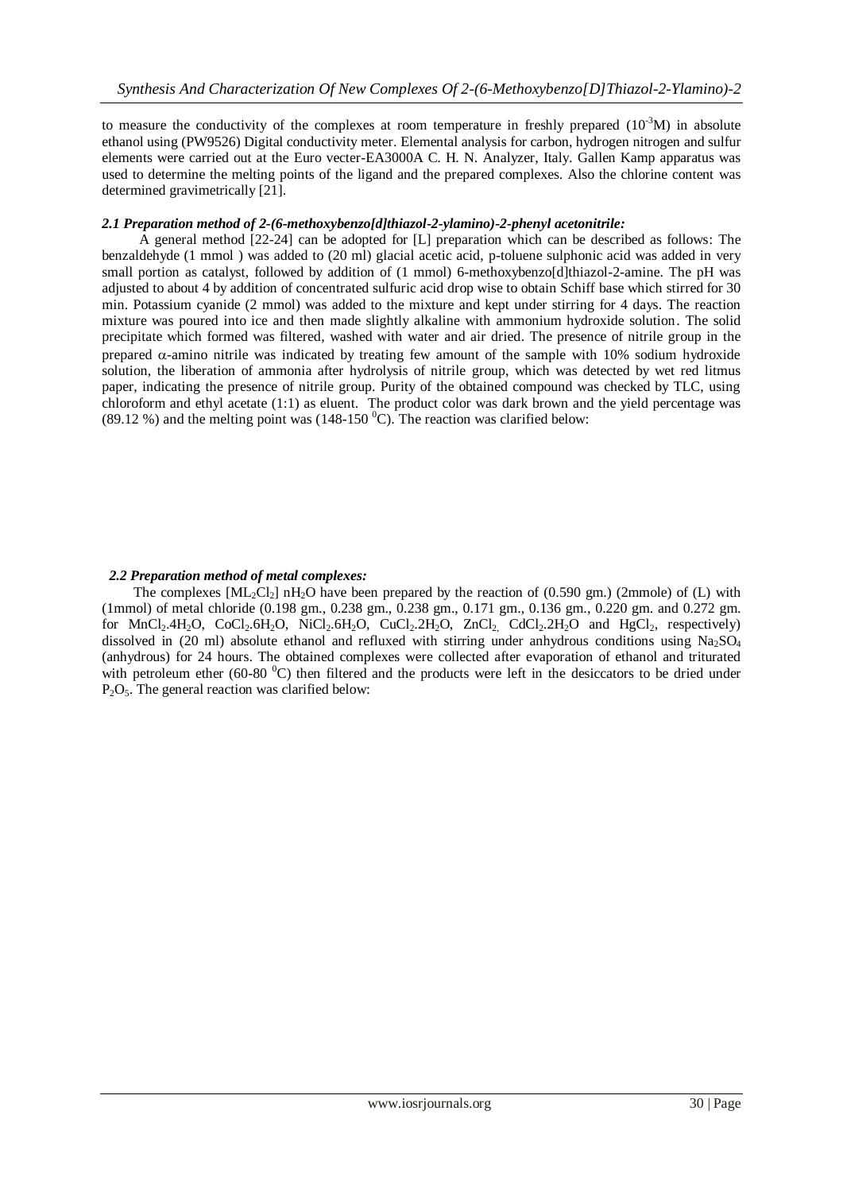to measure the conductivity of the complexes at room temperature in freshly prepared ($10^{-3}$M) in absolute ethanol using (PW9526) Digital conductivity meter. Elemental analysis for carbon, hydrogen nitrogen and sulfur elements were carried out at the Euro vecter-EA3000A C. H. N. Analyzer, Italy. Gallen Kamp apparatus was used to determine the melting points of the ligand and the prepared complexes. Also the chlorine content was determined gravimetrically [21].

### *2.1 Preparation method of 2-(6-methoxybenzo[d]thiazol-2-ylamino)-2-phenyl acetonitrile:*

A general method [22-24] can be adopted for [L] preparation which can be described as follows: The benzaldehyde (1 mmol ) was added to (20 ml) glacial acetic acid, p-toluene sulphonic acid was added in very small portion as catalyst, followed by addition of (1 mmol) 6-methoxybenzo[d]thiazol-2-amine. The pH was adjusted to about 4 by addition of concentrated sulfuric acid drop wise to obtain Schiff base which stirred for 30 min. Potassium cyanide (2 mmol) was added to the mixture and kept under stirring for 4 days. The reaction mixture was poured into ice and then made slightly alkaline with ammonium hydroxide solution. The solid precipitate which formed was filtered, washed with water and air dried. The presence of nitrile group in the prepared $\alpha$-amino nitrile was indicated by treating few amount of the sample with 10% sodium hydroxide solution, the liberation of ammonia after hydrolysis of nitrile group, which was detected by wet red litmus paper, indicating the presence of nitrile group. Purity of the obtained compound was checked by TLC, using chloroform and ethyl acetate (1:1) as eluent. The product color was dark brown and the yield percentage was (89.12 %) and the melting point was (148-150 $^0$C). The reaction was clarified below:

### *2.2 Preparation method of metal complexes:*

The complexes [$ML_2Cl_2$] $nH_2O$ have been prepared by the reaction of (0.590 gm.) (2mmole) of (L) with (1mmol) of metal chloride (0.198 gm., 0.238 gm., 0.238 gm., 0.171 gm., 0.136 gm., 0.220 gm. and 0.272 gm. for $MnCl_2.4H_2O$, $CoCl_2.6H_2O$, $NiCl_2.6H_2O$, $CuCl_2.2H_2O$, $ZnCl_2$, $CdCl_2.2H_2O$ and $HgCl_2$, respectively) dissolved in (20 ml) absolute ethanol and refluxed with stirring under anhydrous conditions using $Na_2SO_4$ (anhydrous) for 24 hours. The obtained complexes were collected after evaporation of ethanol and triturated with petroleum ether (60-80 $^0$C) then filtered and the products were left in the desiccators to be dried under $P_2O_5$. The general reaction was clarified below: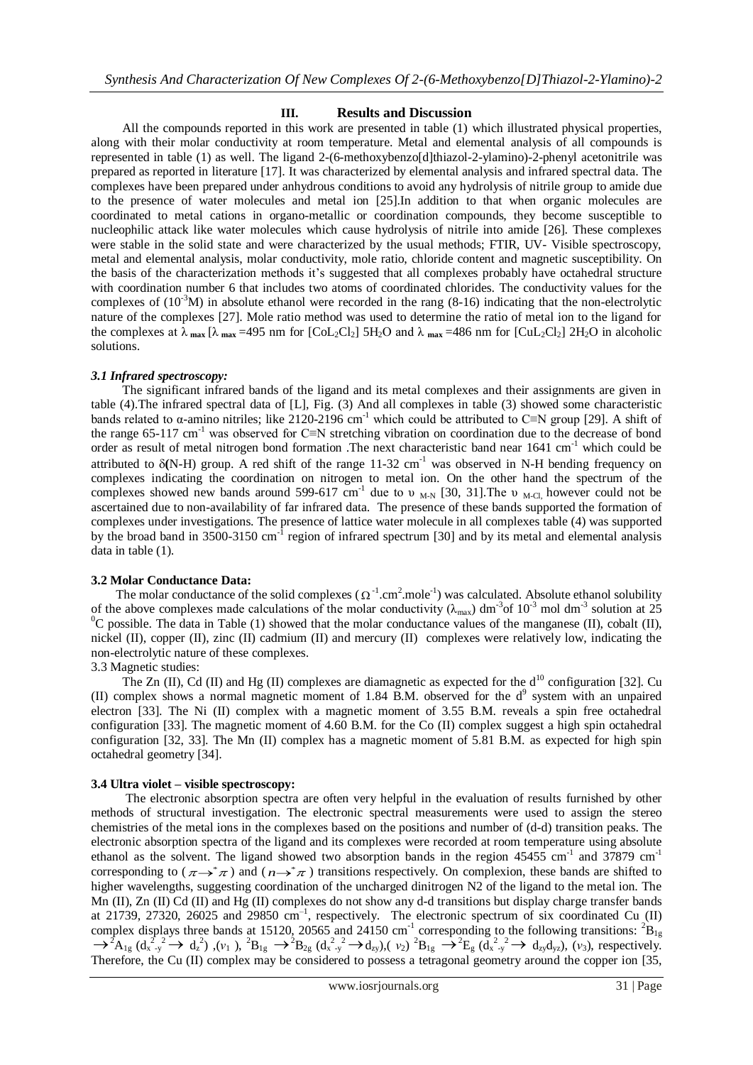## III. Results and Discussion

All the compounds reported in this work are presented in table (1) which illustrated physical properties, along with their molar conductivity at room temperature. Metal and elemental analysis of all compounds is represented in table (1) as well. The ligand 2-(6-methoxybenzo[d]thiazol-2-ylamino)-2-phenyl acetonitrile was prepared as reported in literature [17]. It was characterized by elemental analysis and infrared spectral data. The complexes have been prepared under anhydrous conditions to avoid any hydrolysis of nitrile group to amide due to the presence of water molecules and metal ion [25].In addition to that when organic molecules are coordinated to metal cations in organo-metallic or coordination compounds, they become susceptible to nucleophilic attack like water molecules which cause hydrolysis of nitrile into amide [26]. These complexes were stable in the solid state and were characterized by the usual methods; FTIR, UV- Visible spectroscopy, metal and elemental analysis, molar conductivity, mole ratio, chloride content and magnetic susceptibility. On the basis of the characterization methods it's suggested that all complexes probably have octahedral structure with coordination number 6 that includes two atoms of coordinated chlorides. The conductivity values for the complexes of ($10^{-3}$M) in absolute ethanol were recorded in the rang (8-16) indicating that the non-electrolytic nature of the complexes [27]. Mole ratio method was used to determine the ratio of metal ion to the ligand for the complexes at $\lambda_{max}$ [$\lambda_{max}$ =495 nm for [$CoL_2Cl_2$] $5H_2O$ and $\lambda_{max}$ =486 nm for [$CuL_2Cl_2$] $2H_2O$ in alcoholic solutions.

### *3.1 Infrared spectroscopy:*

The significant infrared bands of the ligand and its metal complexes and their assignments are given in table (4).The infrared spectral data of [L], Fig. (3) And all complexes in table (3) showed some characteristic bands related to α-amino nitriles; like 2120-2196 $cm^{-1}$ which could be attributed to C≡N group [29]. A shift of the range 65-117 $cm^{-1}$ was observed for C≡N stretching vibration on coordination due to the decrease of bond order as result of metal nitrogen bond formation .The next characteristic band near 1641 $cm^{-1}$ which could be attributed to δ(N-H) group. A red shift of the range 11-32 $cm^{-1}$ was observed in N-H bending frequency on complexes indicating the coordination on nitrogen to metal ion. On the other hand the spectrum of the complexes showed new bands around 599-617 $cm^{-1}$ due to $\upsilon_{M-N}$ [30, 31].The $\upsilon_{M-Cl,}$ however could not be ascertained due to non-availability of far infrared data. The presence of these bands supported the formation of complexes under investigations. The presence of lattice water molecule in all complexes table (4) was supported by the broad band in 3500-3150 $cm^{-1}$ region of infrared spectrum [30] and by its metal and elemental analysis data in table (1).

### 3.2 Molar Conductance Data:

The molar conductance of the solid complexes ($\Omega^{-1}.cm^2.mole^{-1}$) was calculated. Absolute ethanol solubility of the above complexes made calculations of the molar conductivity ($\lambda_{max}$) $dm^{-3}$of $10^{-3}$ mol $dm^{-3}$ solution at 25 $^0$C possible. The data in Table (1) showed that the molar conductance values of the manganese (II), cobalt (II), nickel (II), copper (II), zinc (II) cadmium (II) and mercury (II) complexes were relatively low, indicating the non-electrolytic nature of these complexes.

3.3 Magnetic studies:

The Zn (II), Cd (II) and Hg (II) complexes are diamagnetic as expected for the $d^{10}$ configuration [32]. Cu (II) complex shows a normal magnetic moment of 1.84 B.M. observed for the $d^9$ system with an unpaired electron [33]. The Ni (II) complex with a magnetic moment of 3.55 B.M. reveals a spin free octahedral configuration [33]. The magnetic moment of 4.60 B.M. for the Co (II) complex suggest a high spin octahedral configuration [32, 33]. The Mn (II) complex has a magnetic moment of 5.81 B.M. as expected for high spin octahedral geometry [34].

### 3.4 Ultra violet – visible spectroscopy:

The electronic absorption spectra are often very helpful in the evaluation of results furnished by other methods of structural investigation. The electronic spectral measurements were used to assign the stereo chemistries of the metal ions in the complexes based on the positions and number of (d-d) transition peaks. The electronic absorption spectra of the ligand and its complexes were recorded at room temperature using absolute ethanol as the solvent. The ligand showed two absorption bands in the region 45455 $cm^{-1}$ and 37879 $cm^{-1}$ corresponding to ($\pi \rightarrow^* \pi$) and ($n \rightarrow^* \pi$) transitions respectively. On complexion, these bands are shifted to higher wavelengths, suggesting coordination of the uncharged dinitrogen N2 of the ligand to the metal ion. The Mn (II), Zn (II) Cd (II) and Hg (II) complexes do not show any d-d transitions but display charge transfer bands at 21739, 27320, 26025 and 29850 $cm^{-1}$, respectively. The electronic spectrum of six coordinated Cu (II) complex displays three bands at 15120, 20565 and 24150 $cm^{-1}$ corresponding to the following transitions: $^2B_{1g} \rightarrow {}^2A_{1g}$ ($d_{x^2-y^2} \rightarrow d_{z^2}$) ,($\nu_1$ ), $^2B_{1g} \rightarrow {}^2B_{2g}$ ($d_{x^2-y^2} \rightarrow d_{zy}$),( $\nu_2$) $^2B_{1g} \rightarrow {}^2E_g$ ($d_{x^2-y^2} \rightarrow d_{zy}d_{yz}$), ($\nu_3$), respectively. Therefore, the Cu (II) complex may be considered to possess a tetragonal geometry around the copper ion [35,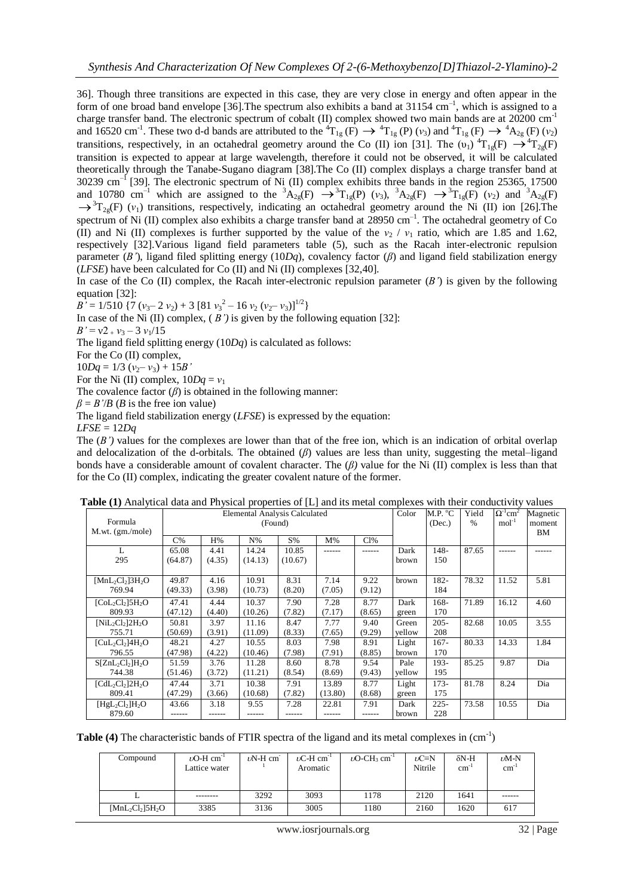36]. Though three transitions are expected in this case, they are very close in energy and often appear in the form of one broad band envelope [36].The spectrum also exhibits a band at 31154 cm$^{-1}$, which is assigned to a charge transfer band. The electronic spectrum of cobalt (II) complex showed two main bands are at 20200 cm$^{-1}$ and 16520 cm$^{-1}$. These two d-d bands are attributed to the $^4T_{1g}(F) \rightarrow {}^4T_{1g}(P)$ ($\nu_3$) and $^4T_{1g}(F) \rightarrow {}^4A_{2g}(F)$ ($\nu_2$) transitions, respectively, in an octahedral geometry around the Co (II) ion [31]. The ($\upsilon_1$) $^4T_{1g}(F) \rightarrow {}^4T_{2g}(F)$ transition is expected to appear at large wavelength, therefore it could not be observed, it will be calculated theoretically through the Tanabe-Sugano diagram [38].The Co (II) complex displays a charge transfer band at 30239 cm$^{-1}$ [39]. The electronic spectrum of Ni (II) complex exhibits three bands in the region 25365, 17500 and 10780 cm$^{-1}$ which are assigned to the $^3A_{2g}(F) \rightarrow {}^3T_{1g}(P)$ ($\nu_3$), $^3A_{2g}(F) \rightarrow {}^3T_{1g}(F)$ ($\nu_2$) and $^3A_{2g}(F) \rightarrow {}^3T_{2g}(F)$ ($\nu_1$) transitions, respectively, indicating an octahedral geometry around the Ni (II) ion [26].The spectrum of Ni (II) complex also exhibits a charge transfer band at 28950 cm$^{-1}$. The octahedral geometry of Co (II) and Ni (II) complexes is further supported by the value of the $\nu_2$ / $\nu_1$ ratio, which are 1.85 and 1.62, respectively [32].Various ligand field parameters table (5), such as the Racah inter-electronic repulsion parameter ($B'$), ligand filed splitting energy ($10Dq$), covalency factor ($\beta$) and ligand field stabilization energy ($LFSE$) have been calculated for Co (II) and Ni (II) complexes [32,40].

In case of the Co (II) complex, the Racah inter-electronic repulsion parameter ($B'$) is given by the following equation [32]:

$B' = 1/510 \{7 (\nu_3 - 2 \nu_2) + 3 [81 \nu_3^2 - 16 \nu_2 (\nu_2 - \nu_3)]^{1/2}\}$

In case of the Ni (II) complex, ( $B'$) is given by the following equation [32]:

$B' = \nu 2 + \nu_3 - 3 \nu_1/15$

The ligand field splitting energy ($10Dq$) is calculated as follows:

For the Co (II) complex,

$10Dq = 1/3 (\nu_2 - \nu_3) + 15B'$

For the Ni (II) complex, $10Dq = \nu_1$

The covalence factor ($\beta$) is obtained in the following manner:

$\beta = B'/B$ ($B$ is the free ion value)

The ligand field stabilization energy ($LFSE$) is expressed by the equation:

$LFSE = 12Dq$

The ($B'$) values for the complexes are lower than that of the free ion, which is an indication of orbital overlap and delocalization of the d-orbitals. The obtained ($\beta$) values are less than unity, suggesting the metal–ligand bonds have a considerable amount of covalent character. The ($\beta$) value for the Ni (II) complex is less than that for the Co (II) complex, indicating the greater covalent nature of the former.

**Table (1)** Analytical data and Physical properties of [L] and its metal complexes with their conductivity values

| Formula M.wt. (gm./mole) | Elemental Analysis Calculated (Found) | | | | | | Color | M.P. °C (Dec.) | Yield % | $\Omega^{-1}cm^2 mol^{-1}$ | Magnetic moment BM |
|---|---|---|---|---|---|---|---|---|---|---|---|
| | C% | H% | N% | S% | M% | Cl% | | | | | |
| L 295 | 65.08 (64.87) | 4.41 (4.35) | 14.24 (14.13) | 10.85 (10.67) | ------ | ------ | Dark brown | 148-150 | 87.65 | ------ | ------ |
| $[MnL_2Cl_2]3H_2O$ 769.94 | 49.87 (49.33) | 4.16 (3.98) | 10.91 (10.73) | 8.31 (8.20) | 7.14 (7.05) | 9.22 (9.12) | brown | 182-184 | 78.32 | 11.52 | 5.81 |
| $[CoL_2Cl_2]5H_2O$ 809.93 | 47.41 (47.12) | 4.44 (4.40) | 10.37 (10.26) | 7.90 (7.82) | 7.28 (7.17) | 8.77 (8.65) | Dark green | 168-170 | 71.89 | 16.12 | 4.60 |
| $[NiL_2Cl_2]2H_2O$ 755.71 | 50.81 (50.69) | 3.97 (3.91) | 11.16 (11.09) | 8.47 (8.33) | 7.77 (7.65) | 9.40 (9.29) | Green yellow | 205-208 | 82.68 | 10.05 | 3.55 |
| $[CuL_2Cl_2]4H_2O$ 796.55 | 48.21 (47.98) | 4.27 (4.22) | 10.55 (10.46) | 8.03 (7.98) | 7.98 (7.91) | 8.91 (8.85) | Light brown | 167-170 | 80.33 | 14.33 | 1.84 |
| $S[ZnL_2Cl_2]H_2O$ 744.38 | 51.59 (51.46) | 3.76 (3.72) | 11.28 (11.21) | 8.60 (8.54) | 8.78 (8.69) | 9.54 (9.43) | Pale yellow | 193-195 | 85.25 | 9.87 | Dia |
| $[CdL_2Cl_2]2H_2O$ 809.41 | 47.44 (47.29) | 3.71 (3.66) | 10.38 (10.68) | 7.91 (7.82) | 13.89 (13.80) | 8.77 (8.68) | Light green | 173-175 | 81.78 | 8.24 | Dia |
| $[HgL_2Cl_2]H_2O$ 879.60 | 43.66 ------ | 3.18 ------ | 9.55 ------ | 7.28 ------ | 22.81 ------ | 7.91 ------ | Dark brown | 225-228 | 73.58 | 10.55 | Dia |

**Table (4)** The characteristic bands of FTIR spectra of the ligand and its metal complexes in (cm$^{-1}$)

| Compound | $\upsilon$O-H cm$^{-1}$ Lattice water | $\upsilon$N-H cm$^{-1}$ | $\upsilon$C-H cm$^{-1}$ Aromatic | $\upsilon$O-CH$_3$ cm$^{-1}$ | $\upsilon$C≡N Nitrile | δN-H cm$^{-1}$ | $\upsilon$M-N cm$^{-1}$ |
|---|---|---|---|---|---|---|---|
| L | -------- | 3292 | 3093 | 1178 | 2120 | 1641 | ------ |
| $[MnL_2Cl_2]5H_2O$ | 3385 | 3136 | 3005 | 1180 | 2160 | 1620 | 617 |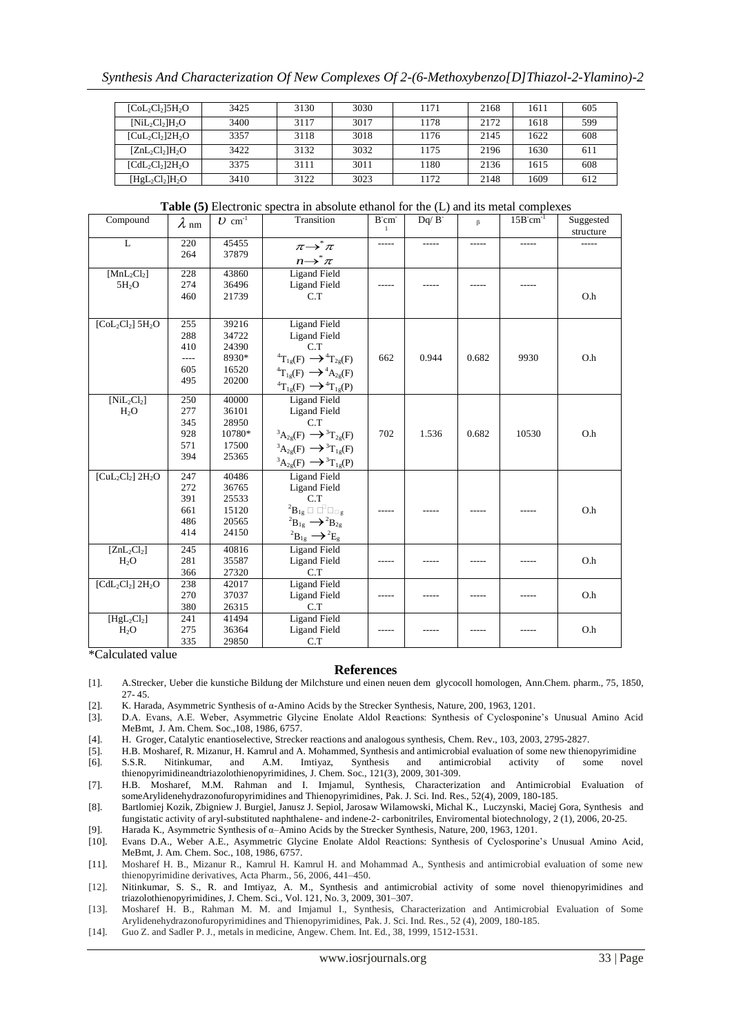| $[CoL_2Cl_2]5H_2O$ | 3425 | 3130 | 3030 | 1171 | 2168 | 1611 | 605 |
|---|---|---|---|---|---|---|---|
| $[NiL_2Cl_2]H_2O$ | 3400 | 3117 | 3017 | 1178 | 2172 | 1618 | 599 |
| $[CuL_2Cl_2]2H_2O$ | 3357 | 3118 | 3018 | 1176 | 2145 | 1622 | 608 |
| $[ZnL_2Cl_2]H_2O$ | 3422 | 3132 | 3032 | 1175 | 2196 | 1630 | 611 |
| $[CdL_2Cl_2]2H_2O$ | 3375 | 3111 | 3011 | 1180 | 2136 | 1615 | 608 |
| $[HgL_2Cl_2]H_2O$ | 3410 | 3122 | 3023 | 1172 | 2148 | 1609 | 612 |

**Table (5)** Electronic spectra in absolute ethanol for the (L) and its metal complexes

| Compound | $\lambda$ nm | $\upsilon$ $cm^{-1}$ | Transition | $B^{'}cm^{-1}$ | Dq/ B' | β | $15B^{'}cm^{-1}$ | Suggested structure |
|---|---|---|---|---|---|---|---|---|
| L | 220<br>264 | 45455<br>37879 | $\pi \rightarrow^{*} \pi$<br>$n \rightarrow^{*} \pi$ | ----- | ----- | ----- | ----- | ----- |
| $[MnL_2Cl_2]$ $5H_2O$ | 228<br>274<br>460 | 43860<br>36496<br>21739 | Ligand Field<br>Ligand Field<br>C.T | ----- | ----- | ----- | ----- | O.h |
| $[CoL_2Cl_2]$ $5H_2O$ | 255<br>288<br>410<br>----<br>605<br>495 | 39216<br>34722<br>24390<br>8930*<br>16520<br>20200 | Ligand Field<br>Ligand Field<br>C.T<br>$^4T_{1g}(F) \rightarrow {}^4T_{2g}(F)$<br>$^4T_{1g}(F) \rightarrow {}^4A_{2g}(F)$<br>$^4T_{1g}(F) \rightarrow {}^4T_{1g}(P)$ | 662 | 0.944 | 0.682 | 9930 | O.h |
| $[NiL_2Cl_2]$ $H_2O$ | 250<br>277<br>345<br>928<br>571<br>394 | 40000<br>36101<br>28950<br>10780*<br>17500<br>25365 | Ligand Field<br>Ligand Field<br>C.T<br>$^3A_{2g}(F) \rightarrow {}^3T_{2g}(F)$<br>$^3A_{2g}(F) \rightarrow {}^3T_{1g}(F)$<br>$^3A_{2g}(F) \rightarrow {}^3T_{1g}(P)$ | 702 | 1.536 | 0.682 | 10530 | O.h |
| $[CuL_2Cl_2]$ $2H_2O$ | 247<br>272<br>391<br>661<br>486<br>414 | 40486<br>36765<br>25533<br>15120<br>20565<br>24150 | Ligand Field<br>Ligand Field<br>C.T<br>$^2B_{1g}$ □ □□□g<br>$^2B_{1g} \rightarrow {}^2B_{2g}$<br>$^2B_{1g} \rightarrow {}^2E_g$ | ----- | ----- | ----- | ----- | O.h |
| $[ZnL_2Cl_2]$ $H_2O$ | 245<br>281<br>366 | 40816<br>35587<br>27320 | Ligand Field<br>Ligand Field<br>C.T | ----- | ----- | ----- | ----- | O.h |
| $[CdL_2Cl_2]$ $2H_2O$ | 238<br>270<br>380 | 42017<br>37037<br>26315 | Ligand Field<br>Ligand Field<br>C.T | ----- | ----- | ----- | ----- | O.h |
| $[HgL_2Cl_2]$ $H_2O$ | 241<br>275<br>335 | 41494<br>36364<br>29850 | Ligand Field<br>Ligand Field<br>C.T | ----- | ----- | ----- | ----- | O.h |

*Calculated value

## References

[1]. A.Strecker, Ueber die kunstiche Bildung der Milchsture und einen neuen dem glycocoll homologen, Ann.Chem. pharm., 75, 1850, 27- 45.

[2]. K. Harada, Asymmetric Synthesis of α-Amino Acids by the Strecker Synthesis, Nature, 200, 1963, 1201.

[3]. D.A. Evans, A.E. Weber, Asymmetric Glycine Enolate Aldol Reactions: Synthesis of Cyclosponine's Unusual Amino Acid MeBmt, J. Am. Chem. Soc.,108, 1986, 6757.

[4]. H. Groger, Catalytic enantioselective, Strecker reactions and analogous synthesis, Chem. Rev., 103, 2003, 2795-2827.

[5]. H.B. Mosharef, R. Mizanur, H. Kamrul and A. Mohammed, Synthesis and antimicrobial evaluation of some new thienopyrimidine

[6]. S.S.R. Nitinkumar, and A.M. Imtiyaz, Synthesis and antimicrobial activity of some novel thienopyrimidineandtriazolothienopyrimidines, J. Chem. Soc., 121(3), 2009, 301-309.

[7]. H.B. Mosharef, M.M. Rahman and I. Imjamul, Synthesis, Characterization and Antimicrobial Evaluation of someArylidenehydrazonofuropyrimidines and Thienopyrimidines, Pak. J. Sci. Ind. Res., 52(4), 2009, 180-185.

[8]. Bartlomiej Kozik, Zbigniew J. Burgiel, Janusz J. Sepiol, Jarosaw Wilamowski, Michal K., Luczynski, Maciej Gora, Synthesis and fungistatic activity of aryl-substituted naphthalene- and indene-2- carbonitriles, Enviromental biotechnology, 2 (1), 2006, 20-25.

[9]. Harada K., Asymmetric Synthesis of α–Amino Acids by the Strecker Synthesis, Nature, 200, 1963, 1201.

[10]. Evans D.A., Weber A.E., Asymmetric Glycine Enolate Aldol Reactions: Synthesis of Cyclosporine's Unusual Amino Acid, MeBmt, J. Am. Chem. Soc., 108, 1986, 6757.

[11]. Mosharef H. B., Mizanur R., Kamrul H. Kamrul H. and Mohammad A., Synthesis and antimicrobial evaluation of some new thienopyrimidine derivatives, Acta Pharm., 56, 2006, 441–450.

[12]. Nitinkumar, S. S., R. and Imtiyaz, A. M., Synthesis and antimicrobial activity of some novel thienopyrimidines and triazolothienopyrimidines, J. Chem. Sci., Vol. 121, No. 3, 2009, 301–307.

[13]. Mosharef H. B., Rahman M. M. and Imjamul I., Synthesis, Characterization and Antimicrobial Evaluation of Some Arylidenehydrazonofuropyrimidines and Thienopyrimidines, Pak. J. Sci. Ind. Res., 52 (4), 2009, 180-185.

[14]. Guo Z. and Sadler P. J., metals in medicine, Angew. Chem. Int. Ed., 38, 1999, 1512-1531.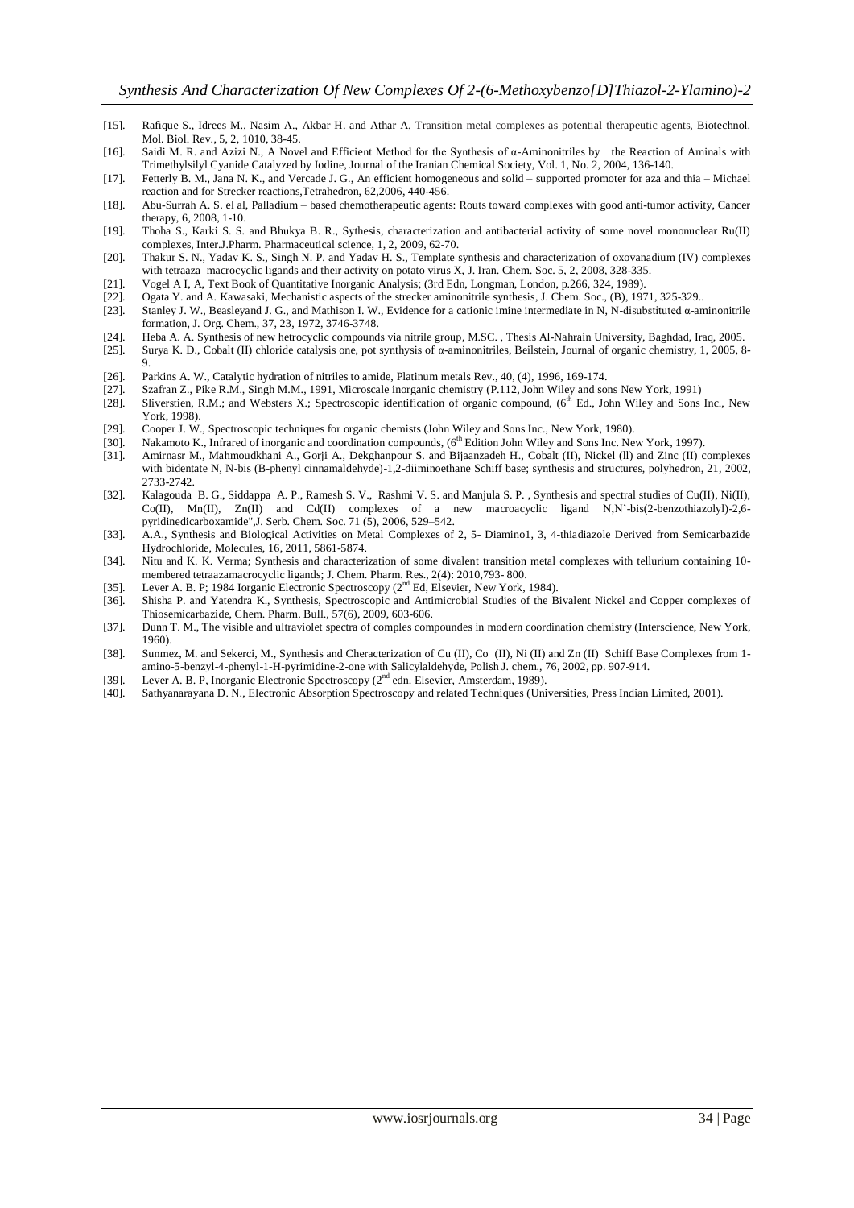[15]. Rafique S., Idrees M., Nasim A., Akbar H. and Athar A, Transition metal complexes as potential therapeutic agents, Biotechnol. Mol. Biol. Rev., 5, 2, 1010, 38-45.

[16]. Saidi M. R. and Azizi N., A Novel and Efficient Method for the Synthesis of α-Aminonitriles by the Reaction of Aminals with Trimethylsilyl Cyanide Catalyzed by Iodine, Journal of the Iranian Chemical Society, Vol. 1, No. 2, 2004, 136-140.

[17]. Fetterly B. M., Jana N. K., and Vercade J. G., An efficient homogeneous and solid – supported promoter for aza and thia – Michael reaction and for Strecker reactions,Tetrahedron, 62,2006, 440-456.

[18]. Abu-Surrah A. S. el al, Palladium – based chemotherapeutic agents: Routs toward complexes with good anti-tumor activity, Cancer therapy, 6, 2008, 1-10.

[19]. Thoha S., Karki S. S. and Bhukya B. R., Sythesis, characterization and antibacterial activity of some novel mononuclear Ru(II) complexes, Inter.J.Pharm. Pharmaceutical science, 1, 2, 2009, 62-70.

[20]. Thakur S. N., Yadav K. S., Singh N. P. and Yadav H. S., Template synthesis and characterization of oxovanadium (IV) complexes with tetraaza macrocyclic ligands and their activity on potato virus X, J. Iran. Chem. Soc. 5, 2, 2008, 328-335.

[21]. Vogel A I, A, Text Book of Quantitative Inorganic Analysis; (3rd Edn, Longman, London, p.266, 324, 1989).

[22]. Ogata Y. and A. Kawasaki, Mechanistic aspects of the strecker aminonitrile synthesis, J. Chem. Soc., (B), 1971, 325-329..

[23]. Stanley J. W., Beasleyand J. G., and Mathison I. W., Evidence for a cationic imine intermediate in N, N-disubstituted α-aminonitrile formation, J. Org. Chem., 37, 23, 1972, 3746-3748.

[24]. Heba A. A. Synthesis of new hetrocyclic compounds via nitrile group, M.SC. , Thesis Al-Nahrain University, Baghdad, Iraq, 2005.

[25]. Surya K. D., Cobalt (II) chloride catalysis one, pot synthysis of α-aminonitriles, Beilstein, Journal of organic chemistry, 1, 2005, 8-9.

[26]. Parkins A. W., Catalytic hydration of nitriles to amide, Platinum metals Rev., 40, (4), 1996, 169-174.

[27]. Szafran Z., Pike R.M., Singh M.M., 1991, Microscale inorganic chemistry (P.112, John Wiley and sons New York, 1991)

[28]. Sliverstien, R.M.; and Websters X.; Spectroscopic identification of organic compound, (6th Ed., John Wiley and Sons Inc., New York, 1998).

[29]. Cooper J. W., Spectroscopic techniques for organic chemists (John Wiley and Sons Inc., New York, 1980).

[30]. Nakamoto K., Infrared of inorganic and coordination compounds, (6th Edition John Wiley and Sons Inc. New York, 1997).

[31]. Amirnasr M., Mahmoudkhani A., Gorji A., Dekghanpour S. and Bijaanzadeh H., Cobalt (II), Nickel (ll) and Zinc (II) complexes with bidentate N, N-bis (B-phenyl cinnamaldehyde)-1,2-diiminoethane Schiff base; synthesis and structures, polyhedron, 21, 2002, 2733-2742.

[32]. Kalagouda B. G., Siddappa A. P., Ramesh S. V., Rashmi V. S. and Manjula S. P. , Synthesis and spectral studies of Cu(II), Ni(II), Co(II), Mn(II), Zn(II) and Cd(II) complexes of a new macroacyclic ligand N,N'-bis(2-benzothiazolyl)-2,6-pyridinedicarboxamide",J. Serb. Chem. Soc. 71 (5), 2006, 529–542.

[33]. A.A., Synthesis and Biological Activities on Metal Complexes of 2, 5- Diamino1, 3, 4-thiadiazole Derived from Semicarbazide Hydrochloride, Molecules, 16, 2011, 5861-5874.

[34]. Nitu and K. K. Verma; Synthesis and characterization of some divalent transition metal complexes with tellurium containing 10-membered tetraazamacrocyclic ligands; J. Chem. Pharm. Res., 2(4): 2010,793- 800.

[35]. Lever A. B. P; 1984 Iorganic Electronic Spectroscopy (2nd Ed, Elsevier, New York, 1984).

[36]. Shisha P. and Yatendra K., Synthesis, Spectroscopic and Antimicrobial Studies of the Bivalent Nickel and Copper complexes of Thiosemicarbazide, Chem. Pharm. Bull., 57(6), 2009, 603-606.

[37]. Dunn T. M., The visible and ultraviolet spectra of comples compoundes in modern coordination chemistry (Interscience, New York, 1960).

[38]. Sunmez, M. and Sekerci, M., Synthesis and Cheracterization of Cu (II), Co (II), Ni (II) and Zn (II) Schiff Base Complexes from 1-amino-5-benzyl-4-phenyl-1-H-pyrimidine-2-one with Salicylaldehyde, Polish J. chem., 76, 2002, pp. 907-914.

[39]. Lever A. B. P, Inorganic Electronic Spectroscopy (2nd edn. Elsevier, Amsterdam, 1989).

[40]. Sathyanarayana D. N., Electronic Absorption Spectroscopy and related Techniques (Universities, Press Indian Limited, 2001).